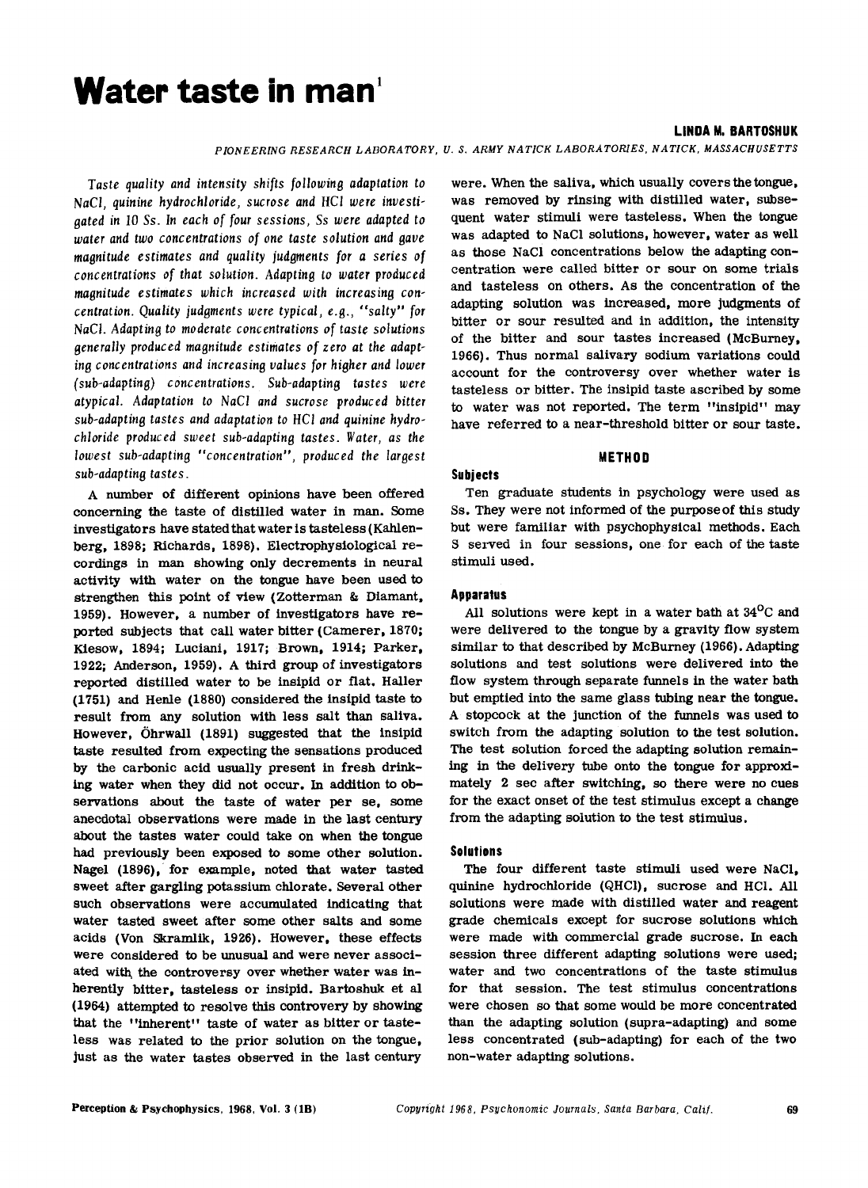# Water taste in man[1]

**LINDA M. BARTOSHUK**

*PIONEERING RESEARCH LABORATORY, U. S. ARMY NATICK LABORATORIES, NATICK, MASSACHUSETTS*

*Taste quality and intensity shifts following adaptation to NaCl, quinine hydrochloride, sucrose and HCl were investigated in 10 Ss. In each of four sessions, Ss were adapted to water and two concentrations of one taste solution and gave magnitude estimates and quality judgments for a series of concentrations of that solution. Adapting to water produced magnitude estimates which increased with increasing concentration. Quality judgments were typical, e.g., "salty" for NaCl. Adapting to moderate concentrations of taste solutions generally produced magnitude estimates of zero at the adapting concentrations and increasing values for higher and lower (sub-adapting) concentrations. Sub-adapting tastes were atypical. Adaptation to NaCl and sucrose produced bitter sub-adapting tastes and adaptation to HCl and quinine hydrochloride produced sweet sub-adapting tastes. Water, as the lowest sub-adapting "concentration", produced the largest sub-adapting tastes.*

A number of different opinions have been offered concerning the taste of distilled water in man. Some investigators have stated that water is tasteless (Kahlenberg, 1898; Richards, 1898). Electrophysiological recordings in man showing only decrements in neural activity with water on the tongue have been used to strengthen this point of view (Zotterman & Diamant, 1959). However, a number of investigators have reported subjects that call water bitter (Camerer, 1870; Kiesow, 1894; Luciani, 1917; Brown, 1914; Parker, 1922; Anderson, 1959). A third group of investigators reported distilled water to be insipid or flat. Haller (1751) and Henle (1880) considered the insipid taste to result from any solution with less salt than saliva. However, Öhrwall (1891) suggested that the insipid taste resulted from expecting the sensations produced by the carbonic acid usually present in fresh drinking water when they did not occur. In addition to observations about the taste of water per se, some anecdotal observations were made in the last century about the tastes water could take on when the tongue had previously been exposed to some other solution. Nagel (1896), for example, noted that water tasted sweet after gargling potassium chlorate. Several other such observations were accumulated indicating that water tasted sweet after some other salts and some acids (Von Skramlik, 1926). However, these effects were considered to be unusual and were never associated with the controversy over whether water was inherently bitter, tasteless or insipid. Bartoshuk et al (1964) attempted to resolve this controvery by showing that the "inherent" taste of water as bitter or tasteless was related to the prior solution on the tongue, just as the water tastes observed in the last century were. When the saliva, which usually covers the tongue, was removed by rinsing with distilled water, subsequent water stimuli were tasteless. When the tongue was adapted to NaCl solutions, however, water as well as those NaCl concentrations below the adapting concentration were called bitter or sour on some trials and tasteless on others. As the concentration of the adapting solution was increased, more judgments of bitter or sour resulted and in addition, the intensity of the bitter and sour tastes increased (McBurney, 1966). Thus normal salivary sodium variations could account for the controversy over whether water is tasteless or bitter. The insipid taste ascribed by some to water was not reported. The term "insipid" may have referred to a near-threshold bitter or sour taste.

## METHOD

### Subjects

Ten graduate students in psychology were used as Ss. They were not informed of the purpose of this study but were familiar with psychophysical methods. Each S served in four sessions, one for each of the taste stimuli used.

### Apparatus

All solutions were kept in a water bath at 34°C and were delivered to the tongue by a gravity flow system similar to that described by McBurney (1966). Adapting solutions and test solutions were delivered into the flow system through separate funnels in the water bath but emptied into the same glass tubing near the tongue. A stopcock at the junction of the funnels was used to switch from the adapting solution to the test solution. The test solution forced the adapting solution remaining in the delivery tube onto the tongue for approximately 2 sec after switching, so there were no cues for the exact onset of the test stimulus except a change from the adapting solution to the test stimulus.

### Solutions

The four different taste stimuli used were NaCl, quinine hydrochloride (QHCl), sucrose and HCl. All solutions were made with distilled water and reagent grade chemicals except for sucrose solutions which were made with commercial grade sucrose. In each session three different adapting solutions were used; water and two concentrations of the taste stimulus for that session. The test stimulus concentrations were chosen so that some would be more concentrated than the adapting solution (supra-adapting) and some less concentrated (sub-adapting) for each of the two non-water adapting solutions.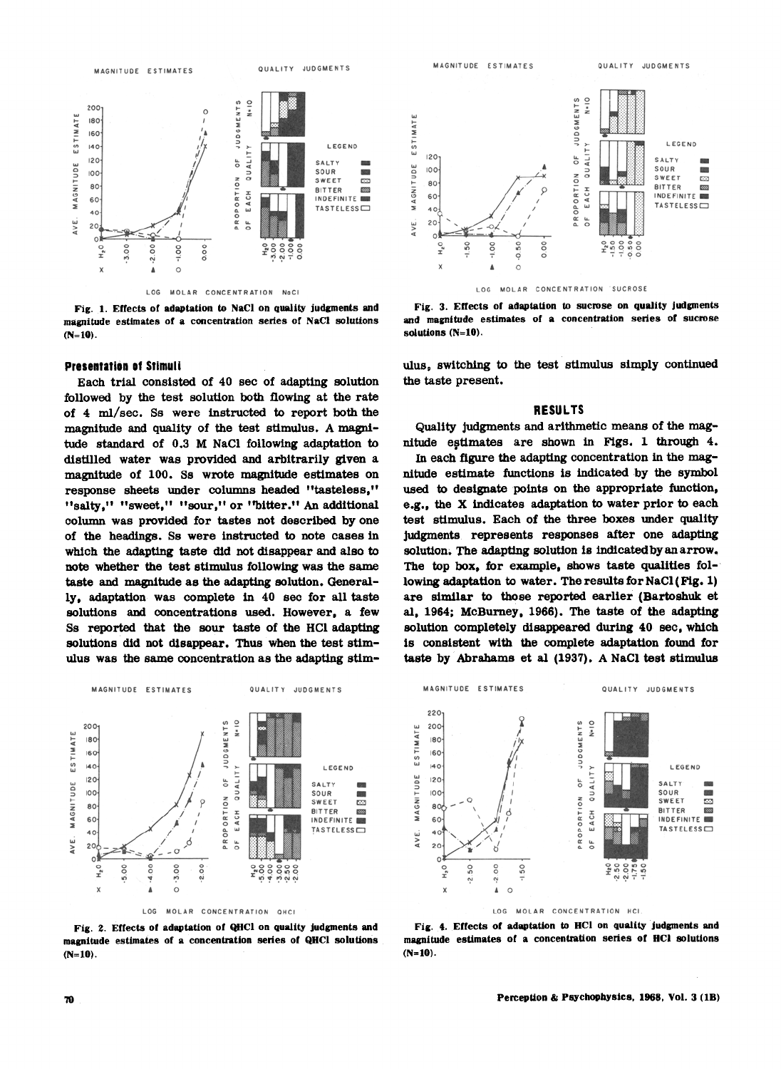Fig. 1. Effects of adaptation to NaCl on quality judgments and magnitude estimates of a concentration series of NaCl solutions (N=10).

Fig. 3. Effects of adaptation to sucrose on quality judgments and magnitude estimates of a concentration series of sucrose solutions (N=10).

### Presentation of Stimuli

Each trial consisted of 40 sec of adapting solution followed by the test solution both flowing at the rate of 4 ml/sec. Ss were instructed to report both the magnitude and quality of the test stimulus. A magnitude standard of 0.3 M NaCl following adaptation to distilled water was provided and arbitrarily given a magnitude of 100. Ss wrote magnitude estimates on response sheets under columns headed "tasteless," "salty," "sweet," "sour," or "bitter." An additional column was provided for tastes not described by one of the headings. Ss were instructed to note cases in which the adapting taste did not disappear and also to note whether the test stimulus following was the same taste and magnitude as the adapting solution. Generally, adaptation was complete in 40 sec for all taste solutions and concentrations used. However, a few Ss reported that the sour taste of the HCl adapting solutions did not disappear. Thus when the test stimulus was the same concentration as the adapting stimulus, switching to the test stimulus simply continued the taste present.

## RESULTS

Quality judgments and arithmetic means of the magnitude estimates are shown in Figs. 1 through 4.

In each figure the adapting concentration in the magnitude estimate functions is indicated by the symbol used to designate points on the appropriate function, e.g., the X indicates adaptation to water prior to each test stimulus. Each of the three boxes under quality judgments represents responses after one adapting solution. The adapting solution is indicated by an arrow. The top box, for example, shows taste qualities following adaptation to water. The results for NaCl (Fig. 1) are similar to those reported earlier (Bartoshuk et al, 1964; McBurney, 1966). The taste of the adapting solution completely disappeared during 40 sec, which is consistent with the complete adaptation found for taste by Abrahams et al (1937). A NaCl test stimulus

Fig. 2. Effects of adaptation of QHCl on quality judgments and magnitude estimates of a concentration series of QHCl solutions (N=10).

Fig. 4. Effects of adaptation to HCl on quality judgments and magnitude estimates of a concentration series of HCl solutions (N=10).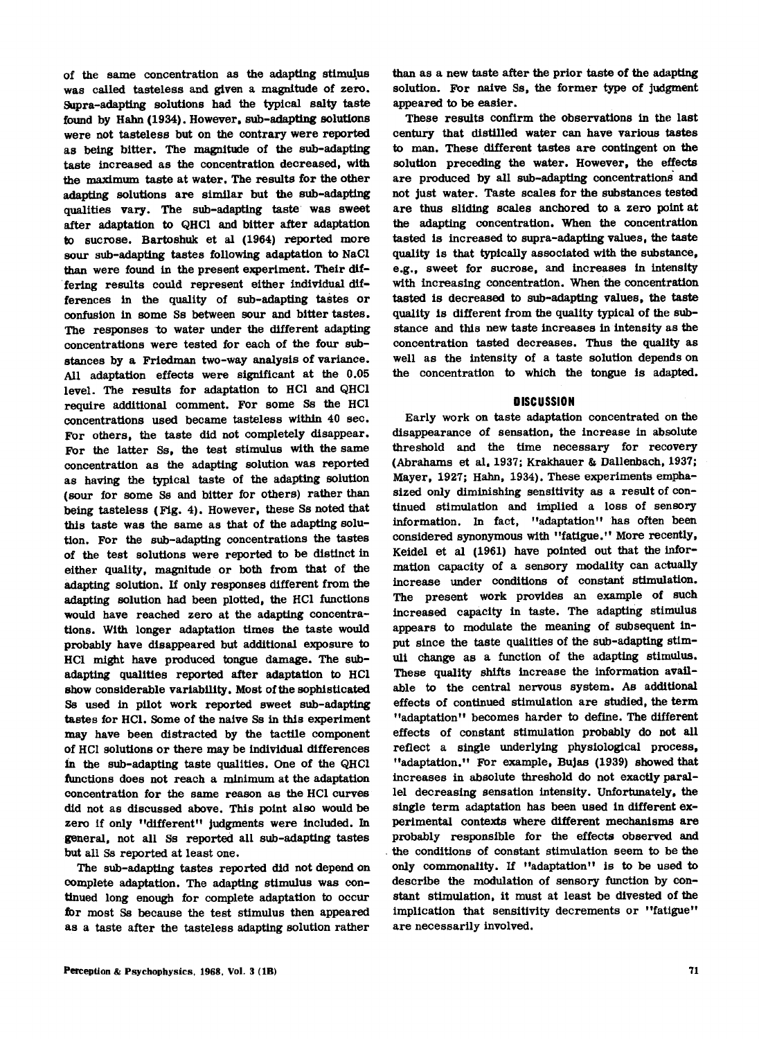of the same concentration as the adapting stimulus was called tasteless and given a magnitude of zero. Supra-adapting solutions had the typical salty taste found by Hahn (1934). However, sub-adapting solutions were not tasteless but on the contrary were reported as being bitter. The magnitude of the sub-adapting taste increased as the concentration decreased, with the maximum taste at water. The results for the other adapting solutions are similar but the sub-adapting qualities vary. The sub-adapting taste was sweet after adaptation to QHCl and bitter after adaptation to sucrose. Bartoshuk et al (1964) reported more sour sub-adapting tastes following adaptation to NaCl than were found in the present experiment. Their differing results could represent either individual differences in the quality of sub-adapting tastes or confusion in some Ss between sour and bitter tastes. The responses to water under the different adapting concentrations were tested for each of the four substances by a Friedman two-way analysis of variance. All adaptation effects were significant at the 0.05 level. The results for adaptation to HCl and QHCl require additional comment. For some Ss the HCl concentrations used became tasteless within 40 sec. For others, the taste did not completely disappear. For the latter Ss, the test stimulus with the same concentration as the adapting solution was reported as having the typical taste of the adapting solution (sour for some Ss and bitter for others) rather than being tasteless (Fig. 4). However, these Ss noted that this taste was the same as that of the adapting solution. For the sub-adapting concentrations the tastes of the test solutions were reported to be distinct in either quality, magnitude or both from that of the adapting solution. If only responses different from the adapting solution had been plotted, the HCl functions would have reached zero at the adapting concentrations. With longer adaptation times the taste would probably have disappeared but additional exposure to HCl might have produced tongue damage. The sub-adapting qualities reported after adaptation to HCl show considerable variability. Most of the sophisticated Ss used in pilot work reported sweet sub-adapting tastes for HCl. Some of the naive Ss in this experiment may have been distracted by the tactile component of HCl solutions or there may be individual differences in the sub-adapting taste qualities. One of the QHCl functions does not reach a minimum at the adaptation concentration for the same reason as the HCl curves did not as discussed above. This point also would be zero if only "different" judgments were included. In general, not all Ss reported all sub-adapting tastes but all Ss reported at least one.

The sub-adapting tastes reported did not depend on complete adaptation. The adapting stimulus was continued long enough for complete adaptation to occur for most Ss because the test stimulus then appeared as a taste after the tasteless adapting solution rather than as a new taste after the prior taste of the adapting solution. For naive Ss, the former type of judgment appeared to be easier.

These results confirm the observations in the last century that distilled water can have various tastes to man. These different tastes are contingent on the solution preceding the water. However, the effects are produced by all sub-adapting concentrations and not just water. Taste scales for the substances tested are thus sliding scales anchored to a zero point at the adapting concentration. When the concentration tasted is increased to supra-adapting values, the taste quality is that typically associated with the substance, e.g., sweet for sucrose, and increases in intensity with increasing concentration. When the concentration tasted is decreased to sub-adapting values, the taste quality is different from the quality typical of the substance and this new taste increases in intensity as the concentration tasted decreases. Thus the quality as well as the intensity of a taste solution depends on the concentration to which the tongue is adapted.

## DISCUSSION

Early work on taste adaptation concentrated on the disappearance of sensation, the increase in absolute threshold and the time necessary for recovery (Abrahams et al, 1937; Krakhauer & Dallenbach, 1937; Mayer, 1927; Hahn, 1934). These experiments emphasized only diminishing sensitivity as a result of continued stimulation and implied a loss of sensory information. In fact, "adaptation" has often been considered synonymous with "fatigue." More recently, Keidel et al (1961) have pointed out that the information capacity of a sensory modality can actually increase under conditions of constant stimulation. The present work provides an example of such increased capacity in taste. The adapting stimulus appears to modulate the meaning of subsequent input since the taste qualities of the sub-adapting stimuli change as a function of the adapting stimulus. These quality shifts increase the information available to the central nervous system. As additional effects of continued stimulation are studied, the term "adaptation" becomes harder to define. The different effects of constant stimulation probably do not all reflect a single underlying physiological process, "adaptation." For example, Bujas (1939) showed that increases in absolute threshold do not exactly parallel decreasing sensation intensity. Unfortunately, the single term adaptation has been used in different experimental contexts where different mechanisms are probably responsible for the effects observed and the conditions of constant stimulation seem to be the only commonality. If "adaptation" is to be used to describe the modulation of sensory function by constant stimulation, it must at least be divested of the implication that sensitivity decrements or "fatigue" are necessarily involved.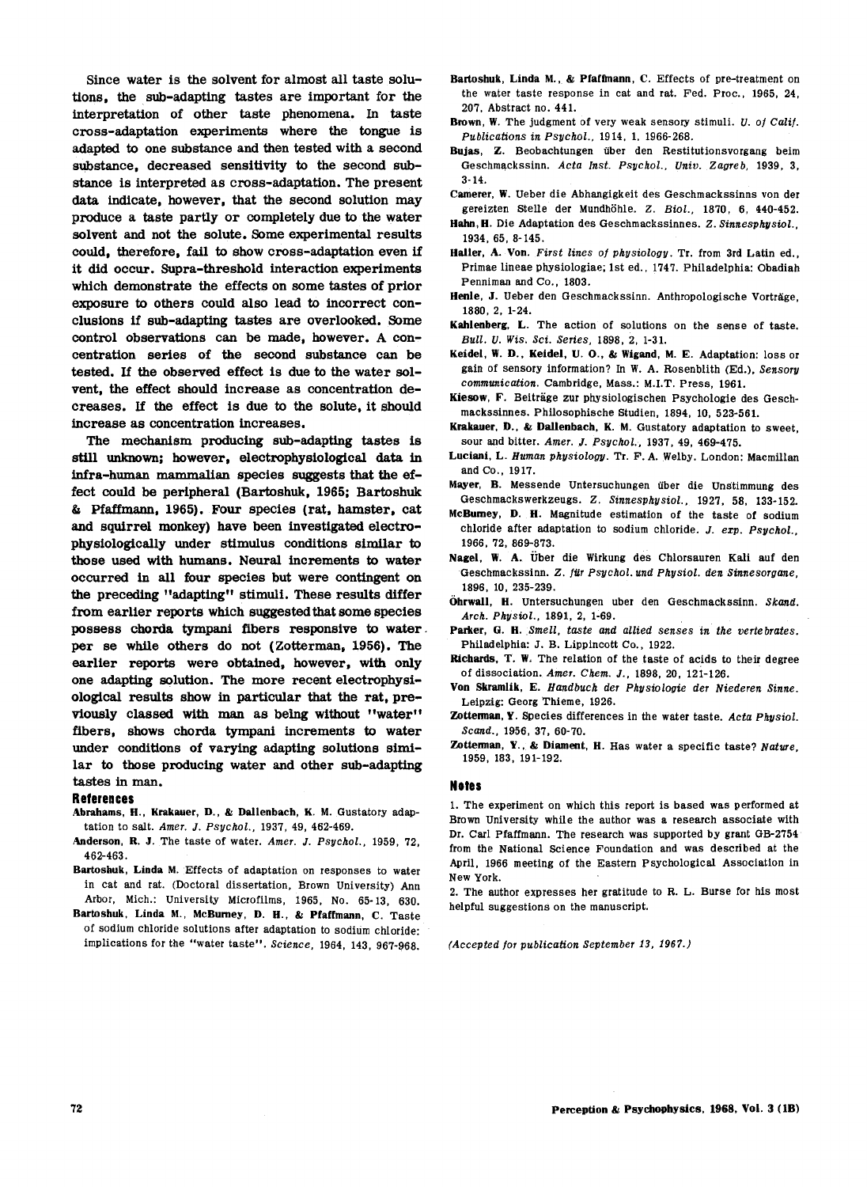Since water is the solvent for almost all taste solutions, the sub-adapting tastes are important for the interpretation of other taste phenomena. In taste cross-adaptation experiments where the tongue is adapted to one substance and then tested with a second substance, decreased sensitivity to the second substance is interpreted as cross-adaptation. The present data indicate, however, that the second solution may produce a taste partly or completely due to the water solvent and not the solute. Some experimental results could, therefore, fail to show cross-adaptation even if it did occur. Supra-threshold interaction experiments which demonstrate the effects on some tastes of prior exposure to others could also lead to incorrect conclusions if sub-adapting tastes are overlooked. Some control observations can be made, however. A concentration series of the second substance can be tested. If the observed effect is due to the water solvent, the effect should increase as concentration decreases. If the effect is due to the solute, it should increase as concentration increases.

The mechanism producing sub-adapting tastes is still unknown; however, electrophysiological data in infra-human mammalian species suggests that the effect could be peripheral (Bartoshuk, 1965; Bartoshuk & Pfaffmann, 1965). Four species (rat, hamster, cat and squirrel monkey) have been investigated electrophysiologically under stimulus conditions similar to those used with humans. Neural increments to water occurred in all four species but were contingent on the preceding "adapting" stimuli. These results differ from earlier reports which suggested that some species possess chorda tympani fibers responsive to water per se while others do not (Zotterman, 1956). The earlier reports were obtained, however, with only one adapting solution. The more recent electrophysiological results show in particular that the rat, previously classed with man as being without "water" fibers, shows chorda tympani increments to water under conditions of varying adapting solutions similar to those producing water and other sub-adapting tastes in man.

## References

**Abrahams, H., Krakauer, D., & Dallenbach, K. M.** Gustatory adaptation to salt. *Amer. J. Psychol.*, 1937, 49, 462-469.

**Anderson, R. J.** The taste of water. *Amer. J. Psychol.*, 1959, 72, 462-463.

**Bartoshuk, Linda M.** Effects of adaptation on responses to water in cat and rat. (Doctoral dissertation, Brown University) Ann Arbor, Mich.: University Microfilms, 1965, No. 65-13, 630.

**Bartoshuk, Linda M., McBurney, D. H., & Pfaffmann, C.** Taste of sodium chloride solutions after adaptation to sodium chloride: implications for the "water taste". *Science*, 1964, 143, 967-968.

**Bartoshuk, Linda M., & Pfaffmann, C.** Effects of pre-treatment on the water taste response in cat and rat. Fed. Proc., 1965, 24, 207, Abstract no. 441.

**Brown, W.** The judgment of very weak sensory stimuli. *U. of Calif. Publications in Psychol.*, 1914, 1, 1966-268.

**Bujas, Z.** Beobachtungen über den Restitutionsvorgang beim Geschmackssinn. *Acta Inst. Psychol., Univ. Zagreb*, 1939, 3, 3-14.

**Camerer, W.** Ueber die Abhangigkeit des Geschmackssinns von der gereizten Stelle der Mundhöhle. *Z. Biol.*, 1870, 6, 440-452.

**Hahn, H.** Die Adaptation des Geschmackssinnes. *Z. Sinnesphysiol.*, 1934, 65, 8-145.

**Haller, A. Von.** *First lines of physiology*. Tr. from 3rd Latin ed., Primae lineae physiologiae; 1st ed., 1747. Philadelphia: Obadiah Penniman and Co., 1803.

**Henle, J.** Ueber den Geschmackssinn. Anthropologische Vorträge, 1880, 2, 1-24.

**Kahlenberg, L.** The action of solutions on the sense of taste. *Bull. U. Wis. Sci. Series*, 1898, 2, 1-31.

**Keidel, W. D., Keidel, U. O., & Wigand, M. E.** Adaptation: loss or gain of sensory information? In W. A. Rosenblith (Ed.), *Sensory communication*. Cambridge, Mass.: M.I.T. Press, 1961.

**Kiesow, F.** Beiträge zur physiologischen Psychologie des Geschmackssinnes. Philosophische Studien, 1894, 10, 523-561.

**Krakauer, D., & Dallenbach, K. M.** Gustatory adaptation to sweet, sour and bitter. *Amer. J. Psychol.*, 1937, 49, 469-475.

**Luciani, L.** *Human physiology*. Tr. F. A. Welby. London: Macmillan and Co., 1917.

**Mayer, B.** Messende Untersuchungen über die Unstimmung des Geschmackswerkzeugs. *Z. Sinnesphysiol.*, 1927, 58, 133-152.

**McBurney, D. H.** Magnitude estimation of the taste of sodium chloride after adaptation to sodium chloride. *J. exp. Psychol.*, 1966, 72, 869-873.

**Nagel, W. A.** Über die Wirkung des Chlorsauren Kali auf den Geschmackssinn. *Z. für Psychol. und Physiol. den Sinnesorgane*, 1896, 10, 235-239.

**Öhrwall, H.** Untersuchungen uber den Geschmackssinn. *Skand. Arch. Physiol.*, 1891, 2, 1-69.

**Parker, G. H.** *Smell, taste and allied senses in the vertebrates.* Philadelphia: J. B. Lippincott Co., 1922.

**Richards, T. W.** The relation of the taste of acids to their degree of dissociation. *Amer. Chem. J.*, 1898, 20, 121-126.

**Von Skramlik, E.** *Handbuch der Physiologie der Niederen Sinne.* Leipzig: Georg Thieme, 1926.

**Zotterman, Y.** Species differences in the water taste. *Acta Physiol. Scand.*, 1956, 37, 60-70.

**Zotterman, Y., & Diament, H.** Has water a specific taste? *Nature*, 1959, 183, 191-192.

## Notes

1. The experiment on which this report is based was performed at Brown University while the author was a research associate with Dr. Carl Pfaffmann. The research was supported by grant GB-2754 from the National Science Foundation and was described at the April, 1966 meeting of the Eastern Psychological Association in New York.

2. The author expresses her gratitude to R. L. Burse for his most helpful suggestions on the manuscript.

*(Accepted for publication September 13, 1967.)*